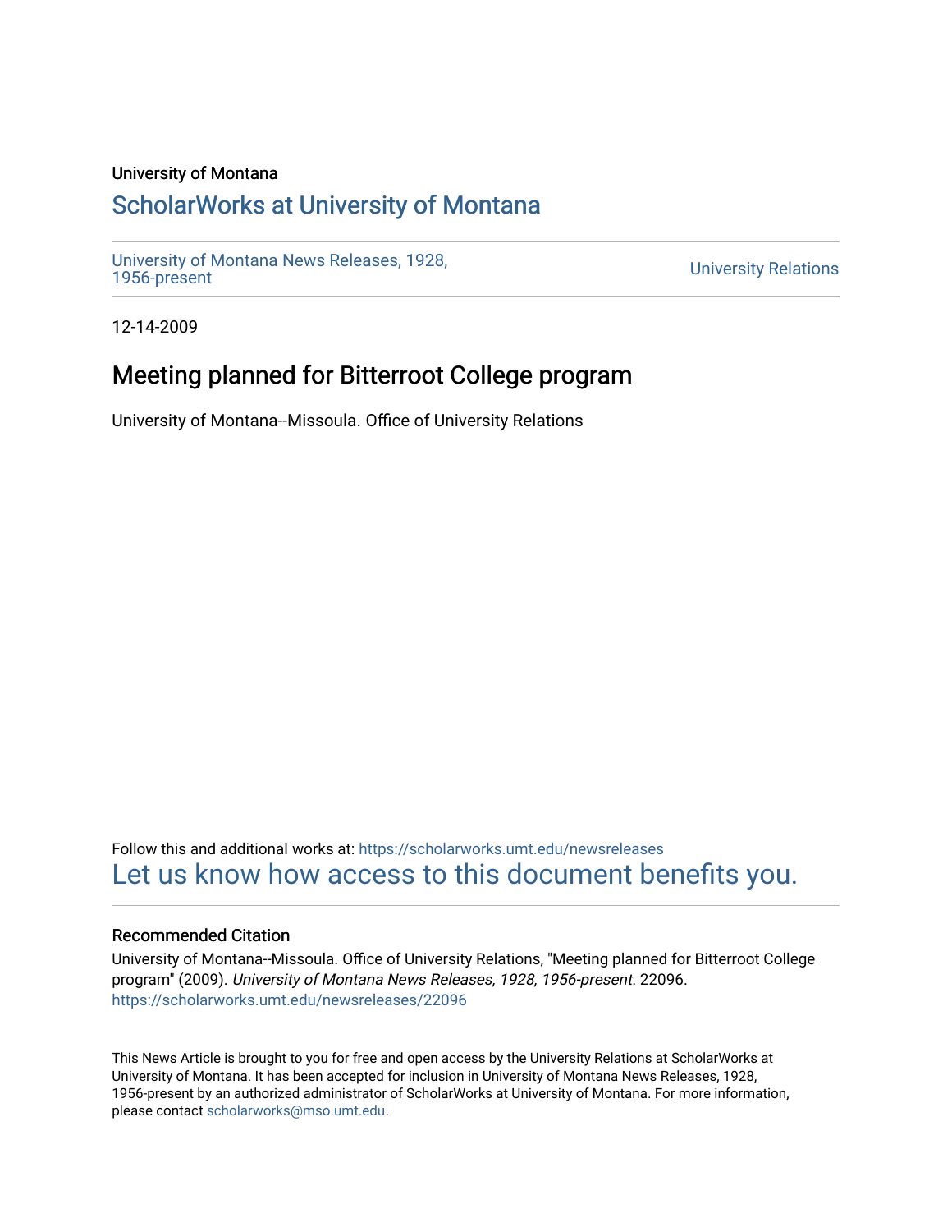University of Montana

# ScholarWorks at University of Montana

University of Montana News Releases, 1928, 1956-present

University Relations

12-14-2009

## Meeting planned for Bitterroot College program

University of Montana--Missoula. Office of University Relations

Follow this and additional works at: https://scholarworks.umt.edu/newsreleases

Let us know how access to this document benefits you.

### Recommended Citation

University of Montana--Missoula. Office of University Relations, "Meeting planned for Bitterroot College program" (2009). *University of Montana News Releases, 1928, 1956-present*. 22096.
https://scholarworks.umt.edu/newsreleases/22096

This News Article is brought to you for free and open access by the University Relations at ScholarWorks at University of Montana. It has been accepted for inclusion in University of Montana News Releases, 1928, 1956-present by an authorized administrator of ScholarWorks at University of Montana. For more information, please contact scholarworks@mso.umt.edu.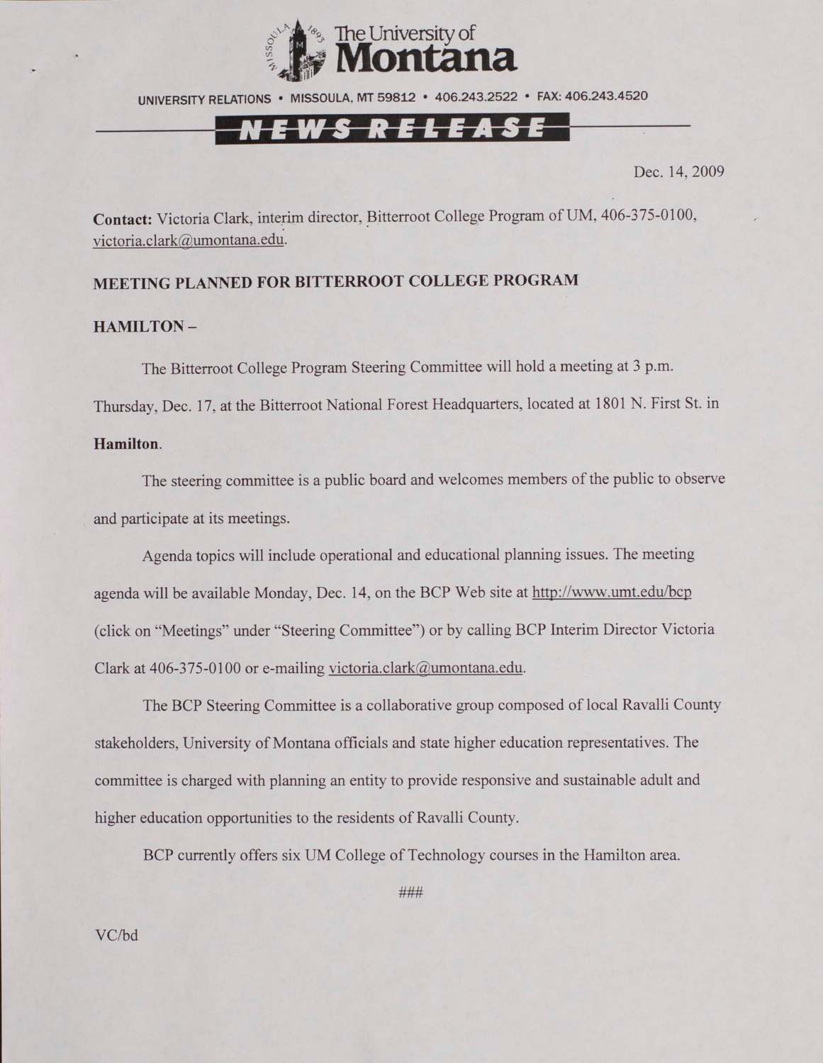The University of **Montana**

UNIVERSITY RELATIONS • MISSOULA, MT 59812 • 406.243.2522 • FAX: 406.243.4520

**NEWS RELEASE**

Dec. 14, 2009

**Contact:** Victoria Clark, interim director, Bitterroot College Program of UM, 406-375-0100, victoria.clark@umontana.edu.

**MEETING PLANNED FOR BITTERROOT COLLEGE PROGRAM**

**HAMILTON –**

The Bitterroot College Program Steering Committee will hold a meeting at 3 p.m. Thursday, Dec. 17, at the Bitterroot National Forest Headquarters, located at 1801 N. First St. in **Hamilton**.

The steering committee is a public board and welcomes members of the public to observe and participate at its meetings.

Agenda topics will include operational and educational planning issues. The meeting agenda will be available Monday, Dec. 14, on the BCP Web site at http://www.umt.edu/bcp (click on "Meetings" under "Steering Committee") or by calling BCP Interim Director Victoria Clark at 406-375-0100 or e-mailing victoria.clark@umontana.edu.

The BCP Steering Committee is a collaborative group composed of local Ravalli County stakeholders, University of Montana officials and state higher education representatives. The committee is charged with planning an entity to provide responsive and sustainable adult and higher education opportunities to the residents of Ravalli County.

BCP currently offers six UM College of Technology courses in the Hamilton area.

###

VC/bd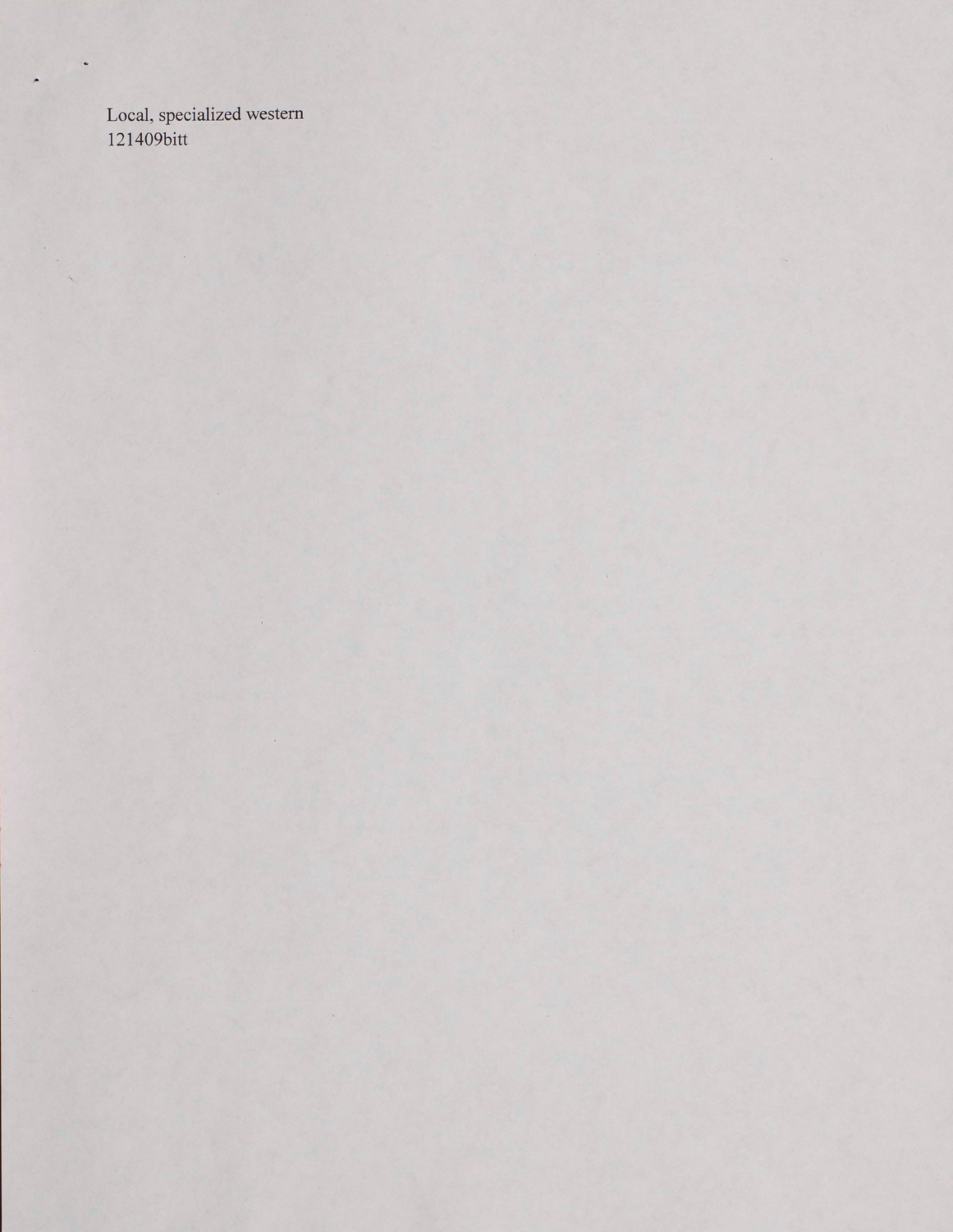Local, specialized western
121409bitt